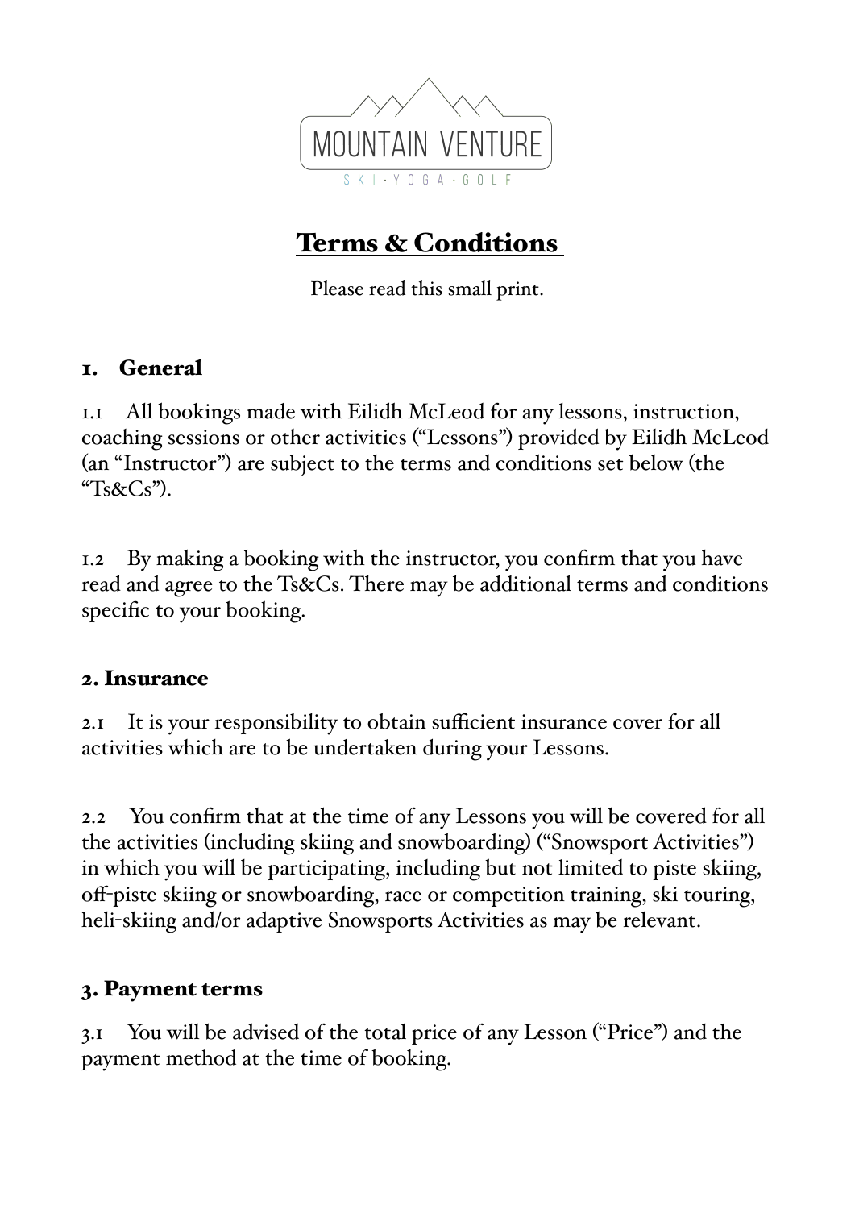MOUNTAIN VENTURE

SKI · YOGA · GOLF

# Terms & Conditions

Please read this small print.

## 1. General

1.1 All bookings made with Eilidh McLeod for any lessons, instruction, coaching sessions or other activities ("Lessons") provided by Eilidh McLeod (an "Instructor") are subject to the terms and conditions set below (the "Ts&Cs").

1.2 By making a booking with the instructor, you confirm that you have read and agree to the Ts&Cs. There may be additional terms and conditions specific to your booking.

## 2. Insurance

2.1 It is your responsibility to obtain sufficient insurance cover for all activities which are to be undertaken during your Lessons.

2.2 You confirm that at the time of any Lessons you will be covered for all the activities (including skiing and snowboarding) ("Snowsport Activities") in which you will be participating, including but not limited to piste skiing, off-piste skiing or snowboarding, race or competition training, ski touring, heli-skiing and/or adaptive Snowsports Activities as may be relevant.

## 3. Payment terms

3.1 You will be advised of the total price of any Lesson ("Price") and the payment method at the time of booking.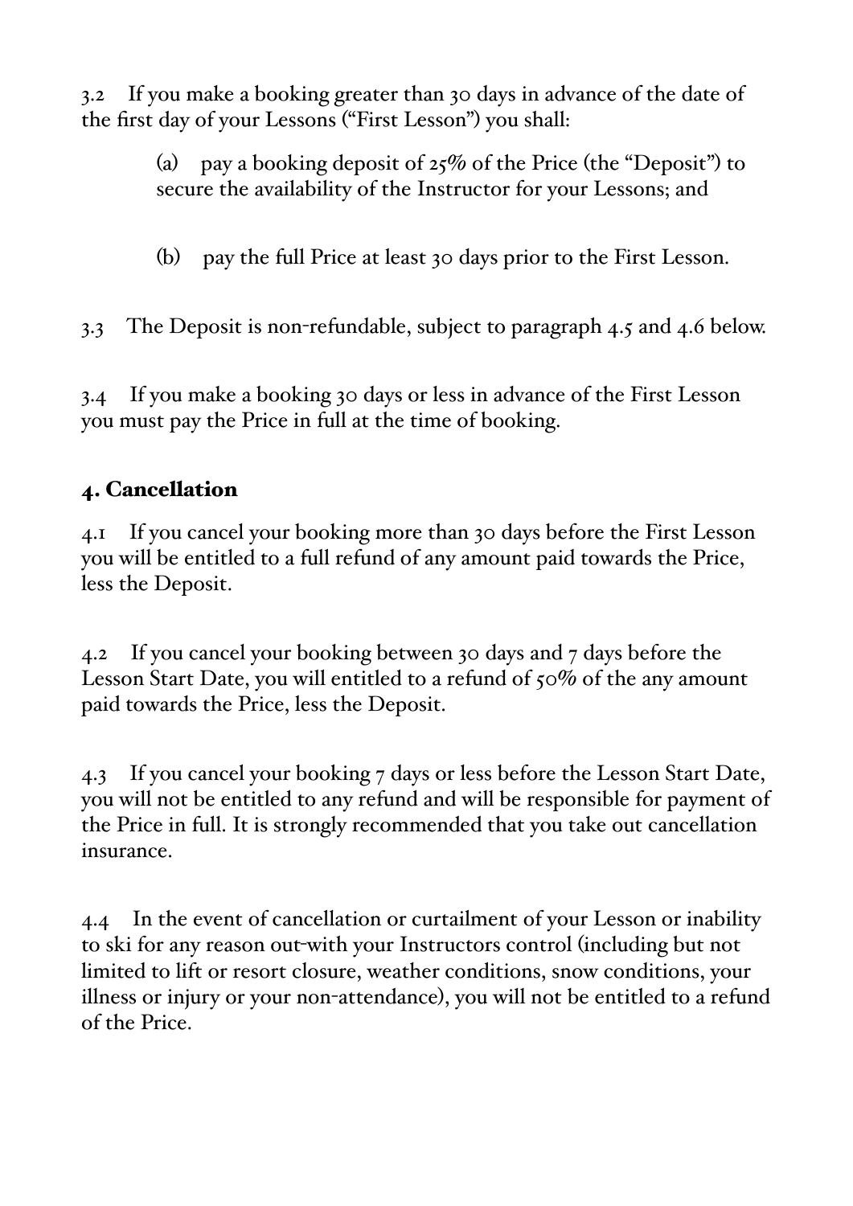3.2 If you make a booking greater than 30 days in advance of the date of the first day of your Lessons ("First Lesson") you shall:

> (a) pay a booking deposit of 25% of the Price (the "Deposit") to secure the availability of the Instructor for your Lessons; and
>
> (b) pay the full Price at least 30 days prior to the First Lesson.

3.3 The Deposit is non-refundable, subject to paragraph 4.5 and 4.6 below.

3.4 If you make a booking 30 days or less in advance of the First Lesson you must pay the Price in full at the time of booking.

## 4. Cancellation

4.1 If you cancel your booking more than 30 days before the First Lesson you will be entitled to a full refund of any amount paid towards the Price, less the Deposit.

4.2 If you cancel your booking between 30 days and 7 days before the Lesson Start Date, you will entitled to a refund of 50% of the any amount paid towards the Price, less the Deposit.

4.3 If you cancel your booking 7 days or less before the Lesson Start Date, you will not be entitled to any refund and will be responsible for payment of the Price in full. It is strongly recommended that you take out cancellation insurance.

4.4 In the event of cancellation or curtailment of your Lesson or inability to ski for any reason out-with your Instructors control (including but not limited to lift or resort closure, weather conditions, snow conditions, your illness or injury or your non-attendance), you will not be entitled to a refund of the Price.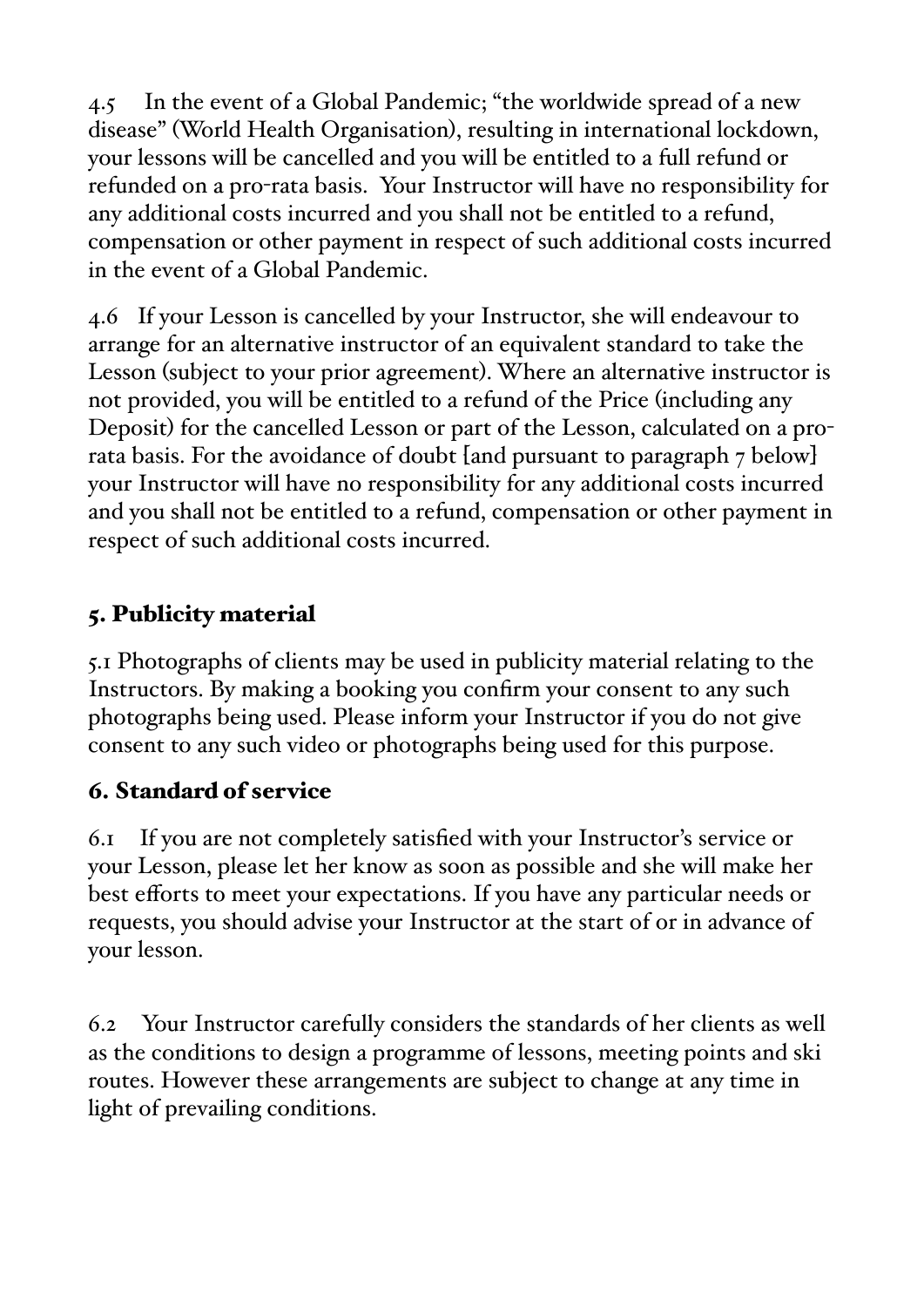4.5 In the event of a Global Pandemic; "the worldwide spread of a new disease" (World Health Organisation), resulting in international lockdown, your lessons will be cancelled and you will be entitled to a full refund or refunded on a pro-rata basis. Your Instructor will have no responsibility for any additional costs incurred and you shall not be entitled to a refund, compensation or other payment in respect of such additional costs incurred in the event of a Global Pandemic.

4.6 If your Lesson is cancelled by your Instructor, she will endeavour to arrange for an alternative instructor of an equivalent standard to take the Lesson (subject to your prior agreement). Where an alternative instructor is not provided, you will be entitled to a refund of the Price (including any Deposit) for the cancelled Lesson or part of the Lesson, calculated on a pro-rata basis. For the avoidance of doubt [and pursuant to paragraph 7 below] your Instructor will have no responsibility for any additional costs incurred and you shall not be entitled to a refund, compensation or other payment in respect of such additional costs incurred.

## 5. Publicity material

5.1 Photographs of clients may be used in publicity material relating to the Instructors. By making a booking you confirm your consent to any such photographs being used. Please inform your Instructor if you do not give consent to any such video or photographs being used for this purpose.

## 6. Standard of service

6.1 If you are not completely satisfied with your Instructor's service or your Lesson, please let her know as soon as possible and she will make her best efforts to meet your expectations. If you have any particular needs or requests, you should advise your Instructor at the start of or in advance of your lesson.

6.2 Your Instructor carefully considers the standards of her clients as well as the conditions to design a programme of lessons, meeting points and ski routes. However these arrangements are subject to change at any time in light of prevailing conditions.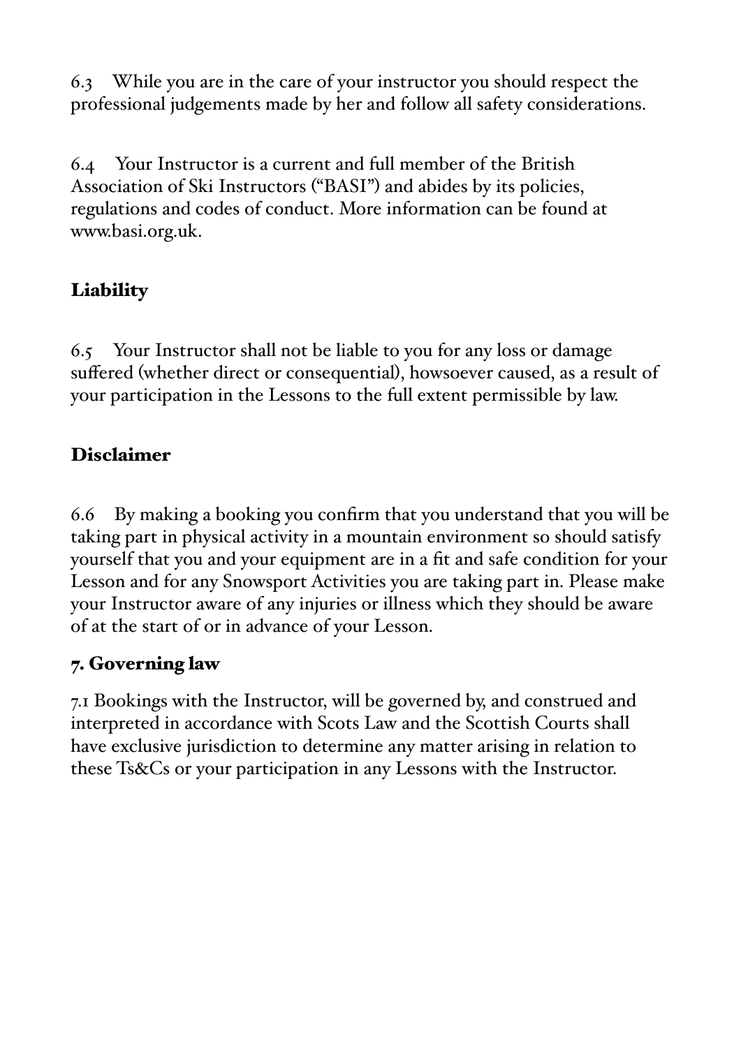6.3 While you are in the care of your instructor you should respect the professional judgements made by her and follow all safety considerations.

6.4 Your Instructor is a current and full member of the British Association of Ski Instructors ("BASI") and abides by its policies, regulations and codes of conduct. More information can be found at www.basi.org.uk.

### Liability

6.5 Your Instructor shall not be liable to you for any loss or damage suffered (whether direct or consequential), howsoever caused, as a result of your participation in the Lessons to the full extent permissible by law.

### Disclaimer

6.6 By making a booking you confirm that you understand that you will be taking part in physical activity in a mountain environment so should satisfy yourself that you and your equipment are in a fit and safe condition for your Lesson and for any Snowsport Activities you are taking part in. Please make your Instructor aware of any injuries or illness which they should be aware of at the start of or in advance of your Lesson.

## 7. Governing law

7.1 Bookings with the Instructor, will be governed by, and construed and interpreted in accordance with Scots Law and the Scottish Courts shall have exclusive jurisdiction to determine any matter arising in relation to these Ts&Cs or your participation in any Lessons with the Instructor.